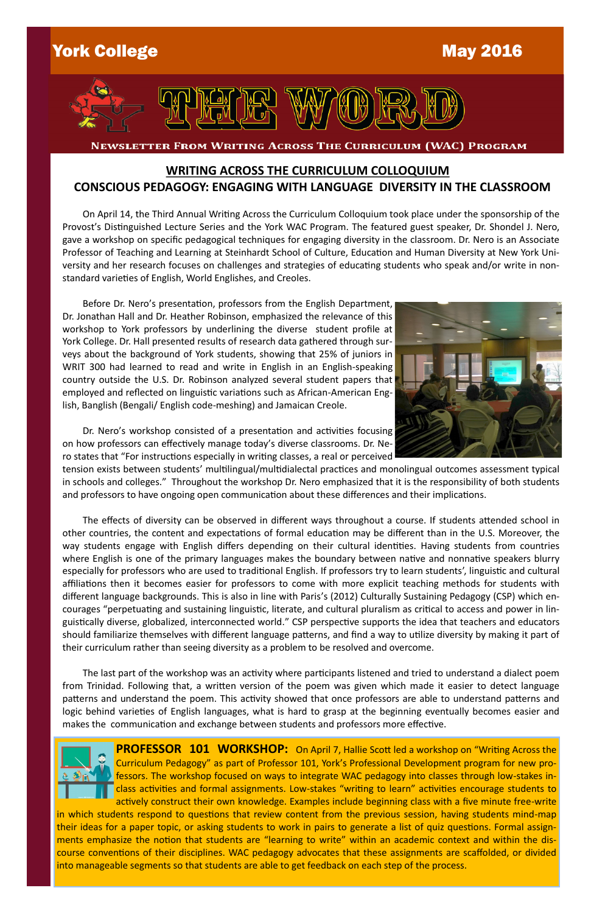York College

May 2016

# THE WORD

NEWSLETTER FROM WRITING ACROSS THE CURRICULUM (WAC) PROGRAM

## WRITING ACROSS THE CURRICULUM COLLOQUIUM
## CONSCIOUS PEDAGOGY: ENGAGING WITH LANGUAGE DIVERSITY IN THE CLASSROOM

On April 14, the Third Annual Writing Across the Curriculum Colloquium took place under the sponsorship of the Provost's Distinguished Lecture Series and the York WAC Program. The featured guest speaker, Dr. Shondel J. Nero, gave a workshop on specific pedagogical techniques for engaging diversity in the classroom. Dr. Nero is an Associate Professor of Teaching and Learning at Steinhardt School of Culture, Education and Human Diversity at New York University and her research focuses on challenges and strategies of educating students who speak and/or write in non-standard varieties of English, World Englishes, and Creoles.

Before Dr. Nero's presentation, professors from the English Department, Dr. Jonathan Hall and Dr. Heather Robinson, emphasized the relevance of this workshop to York professors by underlining the diverse student profile at York College. Dr. Hall presented results of research data gathered through surveys about the background of York students, showing that 25% of juniors in WRIT 300 had learned to read and write in English in an English-speaking country outside the U.S. Dr. Robinson analyzed several student papers that employed and reflected on linguistic variations such as African-American English, Banglish (Bengali/ English code-meshing) and Jamaican Creole.

Dr. Nero's workshop consisted of a presentation and activities focusing on how professors can effectively manage today's diverse classrooms. Dr. Nero states that "For instructions especially in writing classes, a real or perceived tension exists between students' multilingual/multidialectal practices and monolingual outcomes assessment typical in schools and colleges." Throughout the workshop Dr. Nero emphasized that it is the responsibility of both students and professors to have ongoing open communication about these differences and their implications.

The effects of diversity can be observed in different ways throughout a course. If students attended school in other countries, the content and expectations of formal education may be different than in the U.S. Moreover, the way students engage with English differs depending on their cultural identities. Having students from countries where English is one of the primary languages makes the boundary between native and nonnative speakers blurry especially for professors who are used to traditional English. If professors try to learn students', linguistic and cultural affiliations then it becomes easier for professors to come with more explicit teaching methods for students with different language backgrounds. This is also in line with Paris's (2012) Culturally Sustaining Pedagogy (CSP) which encourages "perpetuating and sustaining linguistic, literate, and cultural pluralism as critical to access and power in linguistically diverse, globalized, interconnected world." CSP perspective supports the idea that teachers and educators should familiarize themselves with different language patterns, and find a way to utilize diversity by making it part of their curriculum rather than seeing diversity as a problem to be resolved and overcome.

The last part of the workshop was an activity where participants listened and tried to understand a dialect poem from Trinidad. Following that, a written version of the poem was given which made it easier to detect language patterns and understand the poem. This activity showed that once professors are able to understand patterns and logic behind varieties of English languages, what is hard to grasp at the beginning eventually becomes easier and makes the communication and exchange between students and professors more effective.

**PROFESSOR 101 WORKSHOP:** On April 7, Hallie Scott led a workshop on "Writing Across the Curriculum Pedagogy" as part of Professor 101, York's Professional Development program for new professors. The workshop focused on ways to integrate WAC pedagogy into classes through low-stakes in-class activities and formal assignments. Low-stakes "writing to learn" activities encourage students to actively construct their own knowledge. Examples include beginning class with a five minute free-write in which students respond to questions that review content from the previous session, having students mind-map their ideas for a paper topic, or asking students to work in pairs to generate a list of quiz questions. Formal assignments emphasize the notion that students are "learning to write" within an academic context and within the discourse conventions of their disciplines. WAC pedagogy advocates that these assignments are scaffolded, or divided into manageable segments so that students are able to get feedback on each step of the process.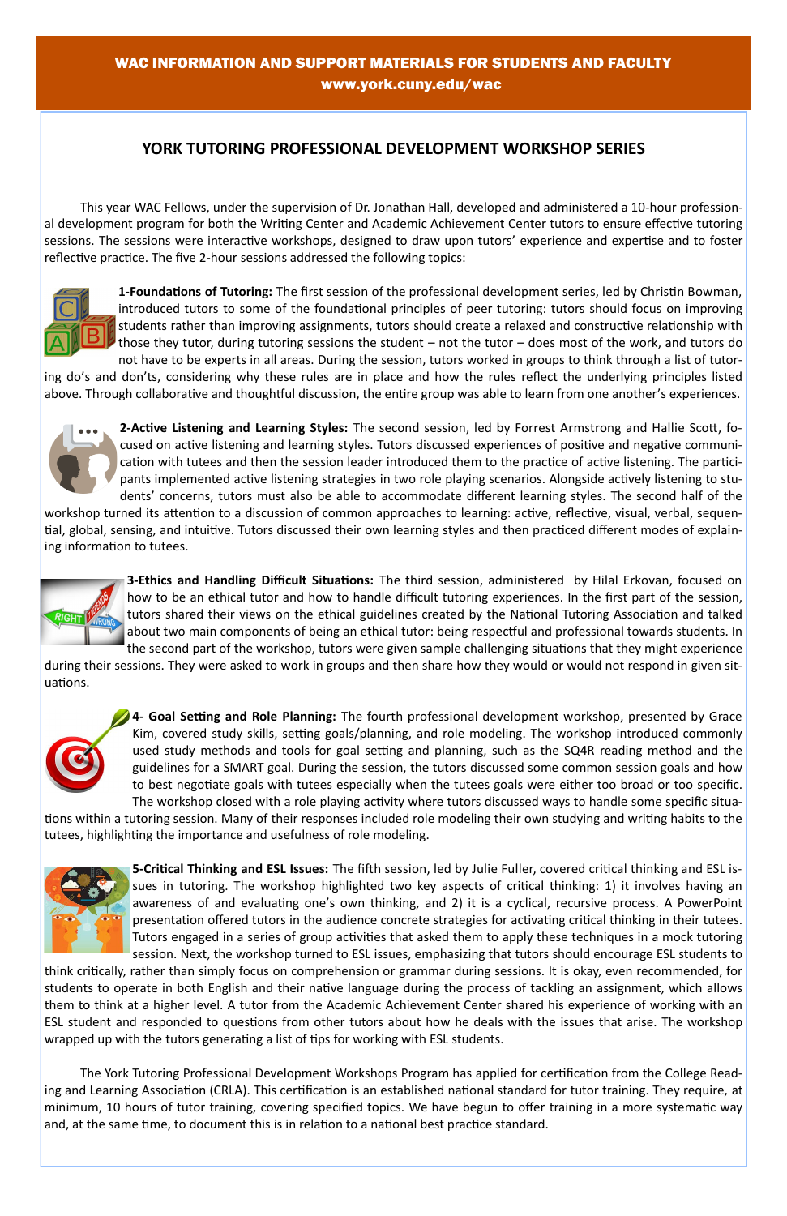**WAC INFORMATION AND SUPPORT MATERIALS FOR STUDENTS AND FACULTY**
**www.york.cuny.edu/wac**

## YORK TUTORING PROFESSIONAL DEVELOPMENT WORKSHOP SERIES

This year WAC Fellows, under the supervision of Dr. Jonathan Hall, developed and administered a 10-hour professional development program for both the Writing Center and Academic Achievement Center tutors to ensure effective tutoring sessions. The sessions were interactive workshops, designed to draw upon tutors' experience and expertise and to foster reflective practice. The five 2-hour sessions addressed the following topics:

**1-Foundations of Tutoring:** The first session of the professional development series, led by Christin Bowman, introduced tutors to some of the foundational principles of peer tutoring: tutors should focus on improving students rather than improving assignments, tutors should create a relaxed and constructive relationship with those they tutor, during tutoring sessions the student – not the tutor – does most of the work, and tutors do not have to be experts in all areas. During the session, tutors worked in groups to think through a list of tutoring do's and don'ts, considering why these rules are in place and how the rules reflect the underlying principles listed above. Through collaborative and thoughtful discussion, the entire group was able to learn from one another's experiences.

**2-Active Listening and Learning Styles:** The second session, led by Forrest Armstrong and Hallie Scott, focused on active listening and learning styles. Tutors discussed experiences of positive and negative communication with tutees and then the session leader introduced them to the practice of active listening. The participants implemented active listening strategies in two role playing scenarios. Alongside actively listening to students' concerns, tutors must also be able to accommodate different learning styles. The second half of the workshop turned its attention to a discussion of common approaches to learning: active, reflective, visual, verbal, sequential, global, sensing, and intuitive. Tutors discussed their own learning styles and then practiced different modes of explaining information to tutees.

**3-Ethics and Handling Difficult Situations:** The third session, administered by Hilal Erkovan, focused on how to be an ethical tutor and how to handle difficult tutoring experiences. In the first part of the session, tutors shared their views on the ethical guidelines created by the National Tutoring Association and talked about two main components of being an ethical tutor: being respectful and professional towards students. In the second part of the workshop, tutors were given sample challenging situations that they might experience during their sessions. They were asked to work in groups and then share how they would or would not respond in given situations.

**4- Goal Setting and Role Planning:** The fourth professional development workshop, presented by Grace Kim, covered study skills, setting goals/planning, and role modeling. The workshop introduced commonly used study methods and tools for goal setting and planning, such as the SQ4R reading method and the guidelines for a SMART goal. During the session, the tutors discussed some common session goals and how to best negotiate goals with tutees especially when the tutees goals were either too broad or too specific. The workshop closed with a role playing activity where tutors discussed ways to handle some specific situations within a tutoring session. Many of their responses included role modeling their own studying and writing habits to the tutees, highlighting the importance and usefulness of role modeling.

**5-Critical Thinking and ESL Issues:** The fifth session, led by Julie Fuller, covered critical thinking and ESL issues in tutoring. The workshop highlighted two key aspects of critical thinking: 1) it involves having an awareness of and evaluating one's own thinking, and 2) it is a cyclical, recursive process. A PowerPoint presentation offered tutors in the audience concrete strategies for activating critical thinking in their tutees. Tutors engaged in a series of group activities that asked them to apply these techniques in a mock tutoring session. Next, the workshop turned to ESL issues, emphasizing that tutors should encourage ESL students to think critically, rather than simply focus on comprehension or grammar during sessions. It is okay, even recommended, for students to operate in both English and their native language during the process of tackling an assignment, which allows them to think at a higher level. A tutor from the Academic Achievement Center shared his experience of working with an ESL student and responded to questions from other tutors about how he deals with the issues that arise. The workshop wrapped up with the tutors generating a list of tips for working with ESL students.

The York Tutoring Professional Development Workshops Program has applied for certification from the College Reading and Learning Association (CRLA). This certification is an established national standard for tutor training. They require, at minimum, 10 hours of tutor training, covering specified topics. We have begun to offer training in a more systematic way and, at the same time, to document this is in relation to a national best practice standard.